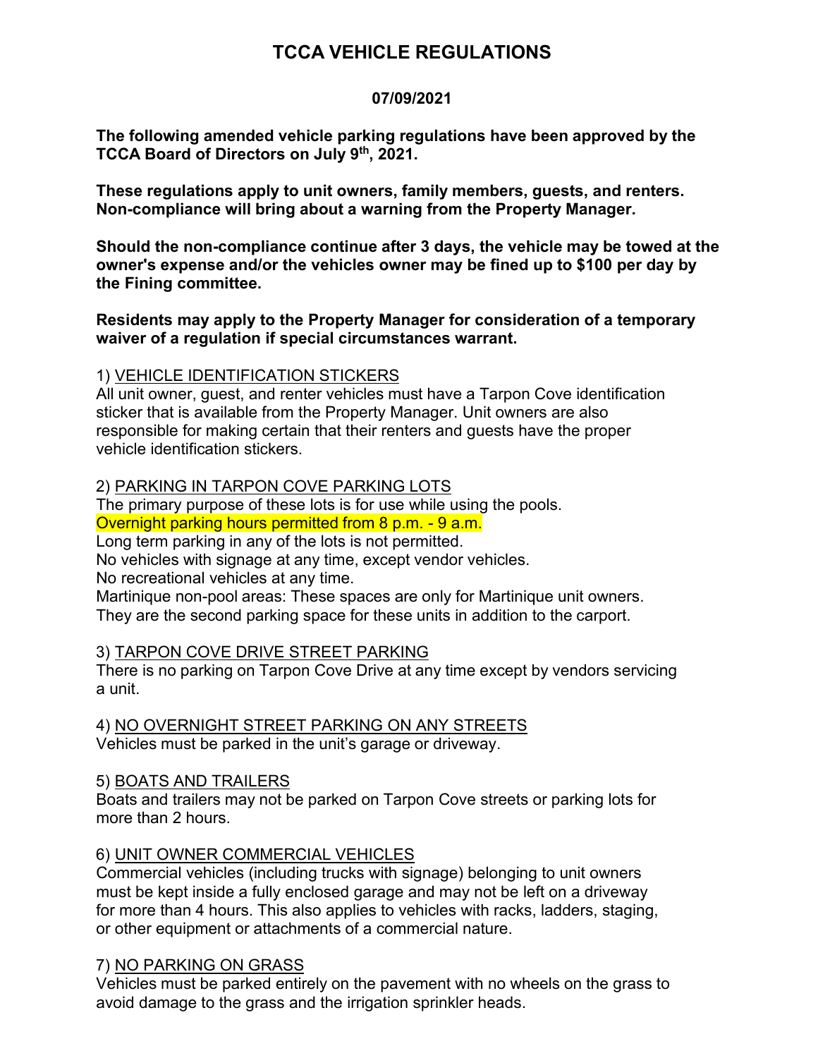# TCCA VEHICLE REGULATIONS

**07/09/2021**

**The following amended vehicle parking regulations have been approved by the TCCA Board of Directors on July 9th, 2021.**

**These regulations apply to unit owners, family members, guests, and renters. Non-compliance will bring about a warning from the Property Manager.**

**Should the non-compliance continue after 3 days, the vehicle may be towed at the owner's expense and/or the vehicles owner may be fined up to $100 per day by the Fining committee.**

**Residents may apply to the Property Manager for consideration of a temporary waiver of a regulation if special circumstances warrant.**

1) VEHICLE IDENTIFICATION STICKERS

All unit owner, guest, and renter vehicles must have a Tarpon Cove identification sticker that is available from the Property Manager. Unit owners are also responsible for making certain that their renters and guests have the proper vehicle identification stickers.

2) PARKING IN TARPON COVE PARKING LOTS

The primary purpose of these lots is for use while using the pools.
Overnight parking hours permitted from 8 p.m. - 9 a.m.
Long term parking in any of the lots is not permitted.
No vehicles with signage at any time, except vendor vehicles.
No recreational vehicles at any time.
Martinique non-pool areas: These spaces are only for Martinique unit owners. They are the second parking space for these units in addition to the carport.

3) TARPON COVE DRIVE STREET PARKING

There is no parking on Tarpon Cove Drive at any time except by vendors servicing a unit.

4) NO OVERNIGHT STREET PARKING ON ANY STREETS

Vehicles must be parked in the unit's garage or driveway.

5) BOATS AND TRAILERS

Boats and trailers may not be parked on Tarpon Cove streets or parking lots for more than 2 hours.

6) UNIT OWNER COMMERCIAL VEHICLES

Commercial vehicles (including trucks with signage) belonging to unit owners must be kept inside a fully enclosed garage and may not be left on a driveway for more than 4 hours. This also applies to vehicles with racks, ladders, staging, or other equipment or attachments of a commercial nature.

7) NO PARKING ON GRASS

Vehicles must be parked entirely on the pavement with no wheels on the grass to avoid damage to the grass and the irrigation sprinkler heads.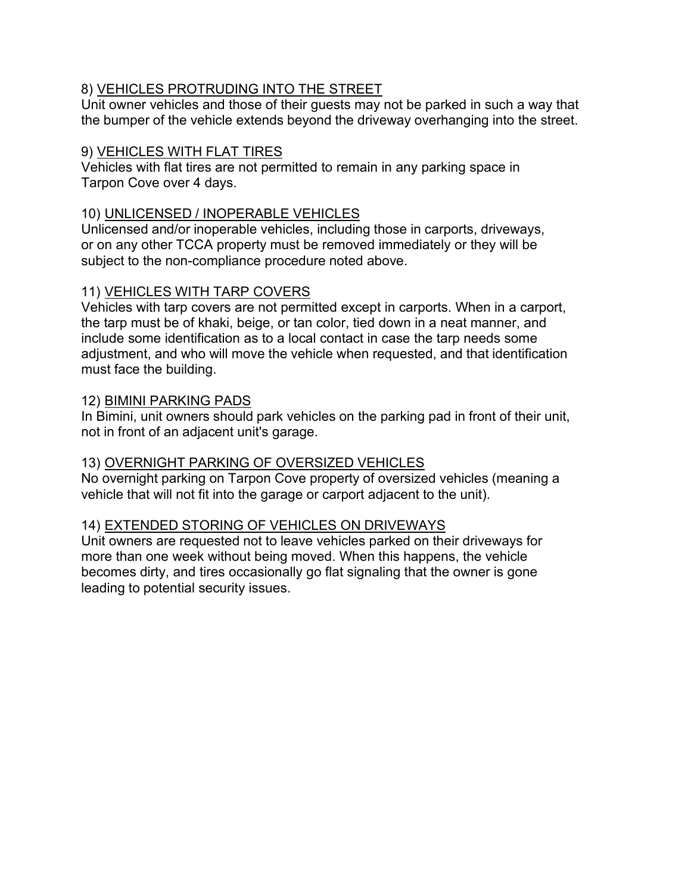8) <u>VEHICLES PROTRUDING INTO THE STREET</u>
Unit owner vehicles and those of their guests may not be parked in such a way that the bumper of the vehicle extends beyond the driveway overhanging into the street.

9) <u>VEHICLES WITH FLAT TIRES</u>
Vehicles with flat tires are not permitted to remain in any parking space in Tarpon Cove over 4 days.

10) <u>UNLICENSED / INOPERABLE VEHICLES</u>
Unlicensed and/or inoperable vehicles, including those in carports, driveways, or on any other TCCA property must be removed immediately or they will be subject to the non-compliance procedure noted above.

11) <u>VEHICLES WITH TARP COVERS</u>
Vehicles with tarp covers are not permitted except in carports. When in a carport, the tarp must be of khaki, beige, or tan color, tied down in a neat manner, and include some identification as to a local contact in case the tarp needs some adjustment, and who will move the vehicle when requested, and that identification must face the building.

12) <u>BIMINI PARKING PADS</u>
In Bimini, unit owners should park vehicles on the parking pad in front of their unit, not in front of an adjacent unit's garage.

13) <u>OVERNIGHT PARKING OF OVERSIZED VEHICLES</u>
No overnight parking on Tarpon Cove property of oversized vehicles (meaning a vehicle that will not fit into the garage or carport adjacent to the unit).

14) <u>EXTENDED STORING OF VEHICLES ON DRIVEWAYS</u>
Unit owners are requested not to leave vehicles parked on their driveways for more than one week without being moved. When this happens, the vehicle becomes dirty, and tires occasionally go flat signaling that the owner is gone leading to potential security issues.